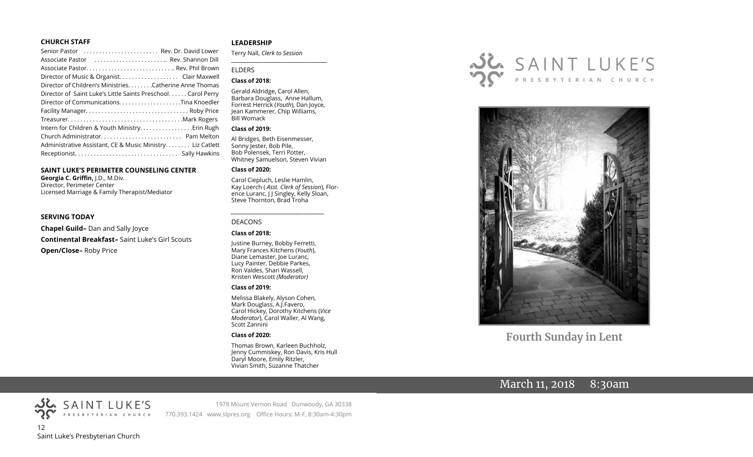## CHURCH STAFF

Senior Pastor . . . . . . . . . . . . . . . . . . . . . . . . Rev. Dr. David Lower
Associate Pastor . . . . . . . . . . . . . . . . . . . . . . .. Rev. Shannon Dill
Associate Pastor. . . . . . . . . . . . . . . . . . . . . . . . . . .. Rev. Phil Brown
Director of Music & Organist. . . . . . . . . . . . . . . . . . . Clair Maxwell
Director of Children's Ministries. . . . . . . .Catherine Anne Thomas
Director of Saint Luke's Little Saints Preschool. . . . . . Carol Perry
Director of Communications. . . . . . . . . . . . . . . . . . . .Tina Knoedler
Facility Manager. . . . . . . . . . . . . . . . . . . . . . . . . . . . . . . . Roby Price
Treasurer. . . . . . . . . . . . . . . . . . . . . . . . . . . . . . . . . . . .Mark Rogers
Intern for Children & Youth Ministry. . . . . . . . . . . . . . . . .Erin Rugh
Church Administrator. . . . . . . . . . . . . . . . . . . . . . . . . . Pam Melton
Administrative Assistant, CE & Music Ministry. . . . . . . . Liz Catlett
Receptionist. . . . . . . . . . . . . . . . . . . . . . . . . . . . . . . . . Sally Hawkins

## SAINT LUKE'S PERIMETER COUNSELING CENTER

**Georgia C. Griffin,** J.D., M.Div.
Director, Perimeter Center
Licensed Marriage & Family Therapist/Mediator

## SERVING TODAY

**Chapel Guild–** Dan and Sally Joyce

**Continental Breakfast–** Saint Luke's Girl Scouts

**Open/Close–** Roby Price

## LEADERSHIP

Terry Nall, *Clerk to Session*

### ELDERS

**Class of 2018:**

Gerald Aldridge, Carol Allen, Barbara Douglass, Anne Hallum, Forrest Herrick (*Youth*), Dan Joyce, Jean Kammerer, Chip Williams, Bill Womack

**Class of 2019:**

Al Bridges, Beth Eisenmesser, Sonny Jester, Bob Pile, Bob Polensek, Terri Potter, Whitney Samuelson, Steven Vivian

**Class of 2020:**

Carol Ciepluch, Leslie Hamlin, Kay Loerch ( *Asst. Clerk of Session*), Florence Luranc, J J Singley, Kelly Sloan, Steve Thornton, Brad Troha

### DEACONS

**Class of 2018:**

Justine Burney, Bobby Ferretti, Mary Frances Kitchens (*Youth*), Diane Lemaster, Joe Luranc, Lucy Painter, Debbie Parkes, Ron Valdes, Shari Wassell, Kristen Wescott *(Moderator)*

**Class of 2019:**

Melissa Blakely, Alyson Cohen, Mark Douglass, A.J.Favero, Carol Hickey, Dorothy Kitchens (*Vice Moderator*), Carol Waller, Al Wang, Scott Zannini

**Class of 2020:**

Thomas Brown, Karleen Buchholz, Jenny Cummiskey, Ron Davis, Kris Hull Daryl Moore, Emily Ritzler, Vivian Smith, Suzanne Thatcher

# SAINT LUKE'S PRESBYTERIAN CHURCH

## Fourth Sunday in Lent

March 11, 2018 8:30am

SAINT LUKE'S PRESBYTERIAN CHURCH

1978 Mount Vernon Road Dunwoody, GA 30338
770.393.1424 www.slpres.org Office Hours: M-F, 8:30am-4:30pm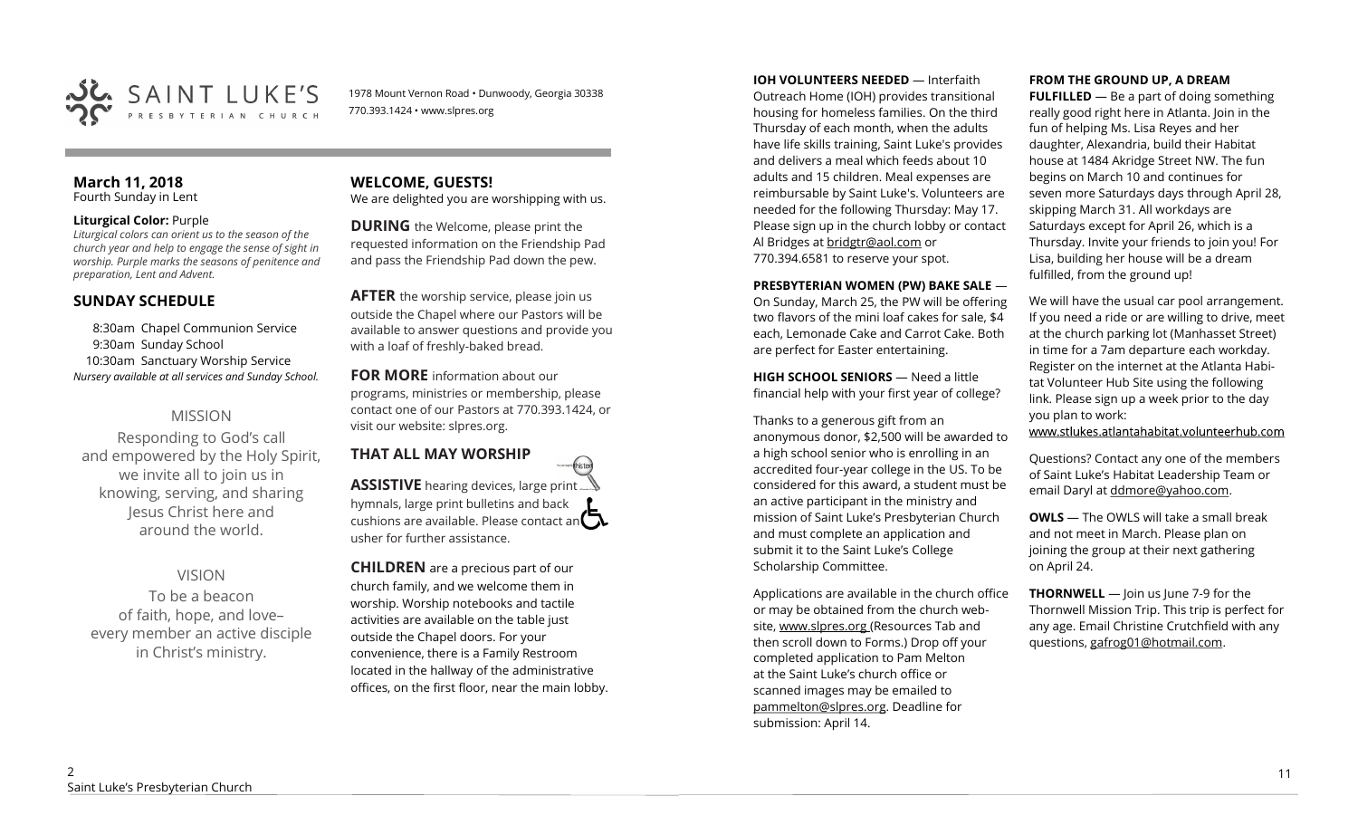SAINT LUKE'S PRESBYTERIAN CHURCH

1978 Mount Vernon Road • Dunwoody, Georgia 30338
770.393.1424 • www.slpres.org

**March 11, 2018**
Fourth Sunday in Lent

**Liturgical Color:** Purple
*Liturgical colors can orient us to the season of the church year and help to engage the sense of sight in worship. Purple marks the seasons of penitence and preparation, Lent and Advent.*

## SUNDAY SCHEDULE

8:30am Chapel Communion Service
9:30am Sunday School
10:30am Sanctuary Worship Service
*Nursery available at all services and Sunday School.*

### MISSION

Responding to God's call and empowered by the Holy Spirit, we invite all to join us in knowing, serving, and sharing Jesus Christ here and around the world.

### VISION

To be a beacon of faith, hope, and love– every member an active disciple in Christ's ministry.

## WELCOME, GUESTS!

We are delighted you are worshipping with us.

**DURING** the Welcome, please print the requested information on the Friendship Pad and pass the Friendship Pad down the pew.

**AFTER** the worship service, please join us outside the Chapel where our Pastors will be available to answer questions and provide you with a loaf of freshly-baked bread.

**FOR MORE** information about our programs, ministries or membership, please contact one of our Pastors at 770.393.1424, or visit our website: slpres.org.

## THAT ALL MAY WORSHIP

**ASSISTIVE** hearing devices, large print hymnals, large print bulletins and back cushions are available. Please contact an usher for further assistance.

**CHILDREN** are a precious part of our church family, and we welcome them in worship. Worship notebooks and tactile activities are available on the table just outside the Chapel doors. For your convenience, there is a Family Restroom located in the hallway of the administrative offices, on the first floor, near the main lobby.

**IOH VOLUNTEERS NEEDED** — Interfaith Outreach Home (IOH) provides transitional housing for homeless families. On the third Thursday of each month, when the adults have life skills training, Saint Luke's provides and delivers a meal which feeds about 10 adults and 15 children. Meal expenses are reimbursable by Saint Luke's. Volunteers are needed for the following Thursday: May 17. Please sign up in the church lobby or contact Al Bridges at bridgtr@aol.com or 770.394.6581 to reserve your spot.

**PRESBYTERIAN WOMEN (PW) BAKE SALE** — On Sunday, March 25, the PW will be offering two flavors of the mini loaf cakes for sale, $4 each, Lemonade Cake and Carrot Cake. Both are perfect for Easter entertaining.

**HIGH SCHOOL SENIORS** — Need a little financial help with your first year of college?

Thanks to a generous gift from an anonymous donor, $2,500 will be awarded to a high school senior who is enrolling in an accredited four-year college in the US. To be considered for this award, a student must be an active participant in the ministry and mission of Saint Luke's Presbyterian Church and must complete an application and submit it to the Saint Luke's College Scholarship Committee.

Applications are available in the church office or may be obtained from the church website, www.slpres.org (Resources Tab and then scroll down to Forms.) Drop off your completed application to Pam Melton at the Saint Luke's church office or scanned images may be emailed to pammelton@slpres.org. Deadline for submission: April 14.

**FROM THE GROUND UP, A DREAM FULFILLED** — Be a part of doing something really good right here in Atlanta. Join in the fun of helping Ms. Lisa Reyes and her daughter, Alexandria, build their Habitat house at 1484 Akridge Street NW. The fun begins on March 10 and continues for seven more Saturdays days through April 28, skipping March 31. All workdays are Saturdays except for April 26, which is a Thursday. Invite your friends to join you! For Lisa, building her house will be a dream fulfilled, from the ground up!

We will have the usual car pool arrangement. If you need a ride or are willing to drive, meet at the church parking lot (Manhasset Street) in time for a 7am departure each workday. Register on the internet at the Atlanta Habitat Volunteer Hub Site using the following link. Please sign up a week prior to the day you plan to work:
www.stlukes.atlantahabitat.volunteerhub.com

Questions? Contact any one of the members of Saint Luke's Habitat Leadership Team or email Daryl at ddmore@yahoo.com.

**OWLS** — The OWLS will take a small break and not meet in March. Please plan on joining the group at their next gathering on April 24.

**THORNWELL** — Join us June 7-9 for the Thornwell Mission Trip. This trip is perfect for any age. Email Christine Crutchfield with any questions, gafrog01@hotmail.com.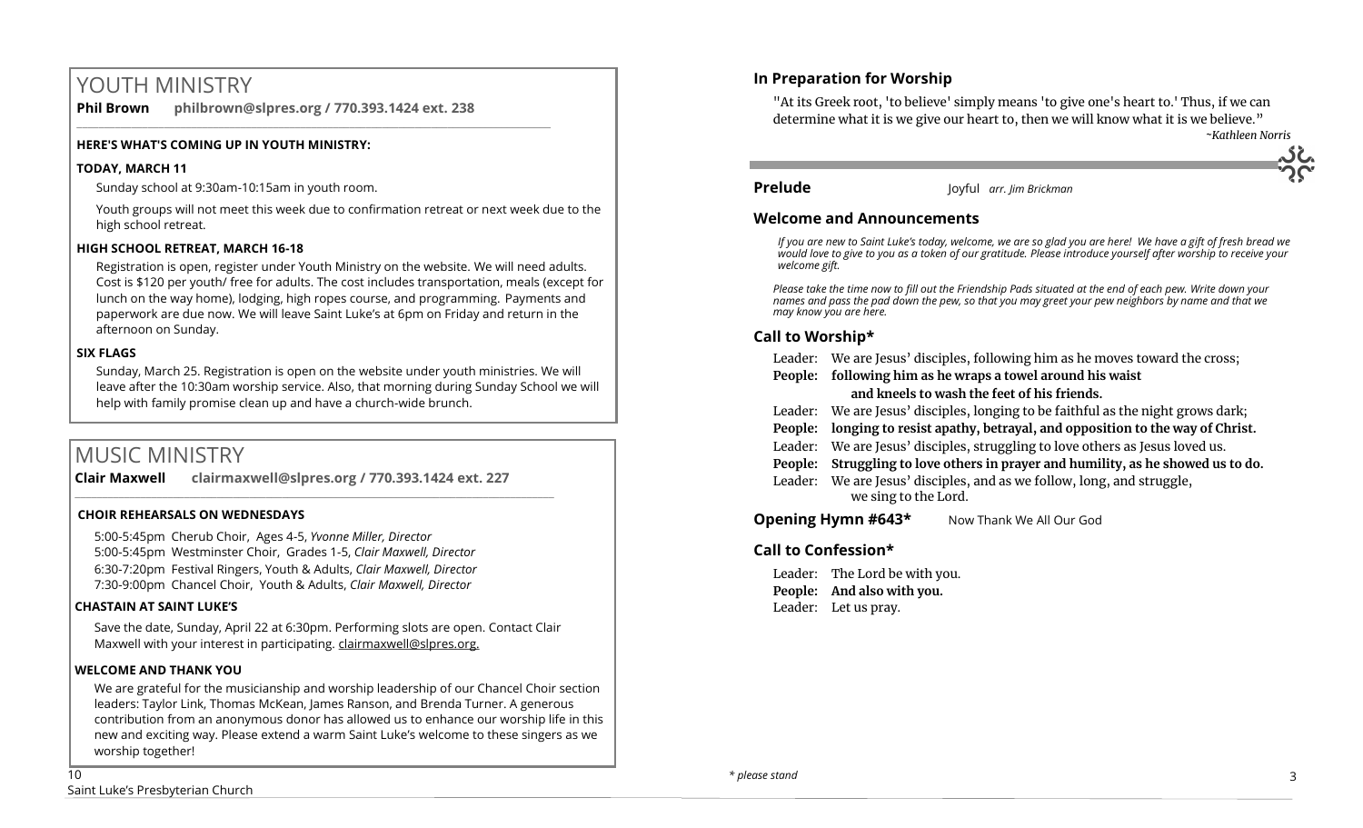# YOUTH MINISTRY

**Phil Brown philbrown@slpres.org / 770.393.1424 ext. 238**

**HERE'S WHAT'S COMING UP IN YOUTH MINISTRY:**

**TODAY, MARCH 11**

Sunday school at 9:30am-10:15am in youth room.

Youth groups will not meet this week due to confirmation retreat or next week due to the high school retreat.

**HIGH SCHOOL RETREAT, MARCH 16-18**

Registration is open, register under Youth Ministry on the website. We will need adults. Cost is $120 per youth/ free for adults. The cost includes transportation, meals (except for lunch on the way home), lodging, high ropes course, and programming. Payments and paperwork are due now. We will leave Saint Luke's at 6pm on Friday and return in the afternoon on Sunday.

**SIX FLAGS**

Sunday, March 25. Registration is open on the website under youth ministries. We will leave after the 10:30am worship service. Also, that morning during Sunday School we will help with family promise clean up and have a church-wide brunch.

# MUSIC MINISTRY

**Clair Maxwell clairmaxwell@slpres.org / 770.393.1424 ext. 227**

**CHOIR REHEARSALS ON WEDNESDAYS**

5:00-5:45pm Cherub Choir, Ages 4-5, *Yvonne Miller, Director*
5:00-5:45pm Westminster Choir, Grades 1-5, *Clair Maxwell, Director*
6:30-7:20pm Festival Ringers, Youth & Adults, *Clair Maxwell, Director*
7:30-9:00pm Chancel Choir, Youth & Adults, *Clair Maxwell, Director*

**CHASTAIN AT SAINT LUKE'S**

Save the date, Sunday, April 22 at 6:30pm. Performing slots are open. Contact Clair Maxwell with your interest in participating. clairmaxwell@slpres.org.

**WELCOME AND THANK YOU**

We are grateful for the musicianship and worship leadership of our Chancel Choir section leaders: Taylor Link, Thomas McKean, James Ranson, and Brenda Turner. A generous contribution from an anonymous donor has allowed us to enhance our worship life in this new and exciting way. Please extend a warm Saint Luke's welcome to these singers as we worship together!

## In Preparation for Worship

"At its Greek root, 'to believe' simply means 'to give one's heart to.' Thus, if we can determine what it is we give our heart to, then we will know what it is we believe."

*~Kathleen Norris*

**Prelude** Joyful *arr. Jim Brickman*

## Welcome and Announcements

*If you are new to Saint Luke's today, welcome, we are so glad you are here! We have a gift of fresh bread we would love to give to you as a token of our gratitude. Please introduce yourself after worship to receive your welcome gift.*

*Please take the time now to fill out the Friendship Pads situated at the end of each pew. Write down your names and pass the pad down the pew, so that you may greet your pew neighbors by name and that we may know you are here.*

## Call to Worship*

Leader: We are Jesus' disciples, following him as he moves toward the cross;
**People: following him as he wraps a towel around his waist and kneels to wash the feet of his friends.**
Leader: We are Jesus' disciples, longing to be faithful as the night grows dark;
**People: longing to resist apathy, betrayal, and opposition to the way of Christ.**
Leader: We are Jesus' disciples, struggling to love others as Jesus loved us.
**People: Struggling to love others in prayer and humility, as he showed us to do.**
Leader: We are Jesus' disciples, and as we follow, long, and struggle, we sing to the Lord.

**Opening Hymn #643*** Now Thank We All Our God

## Call to Confession*

Leader: The Lord be with you.
**People: And also with you.**
Leader: Let us pray.

*\* please stand*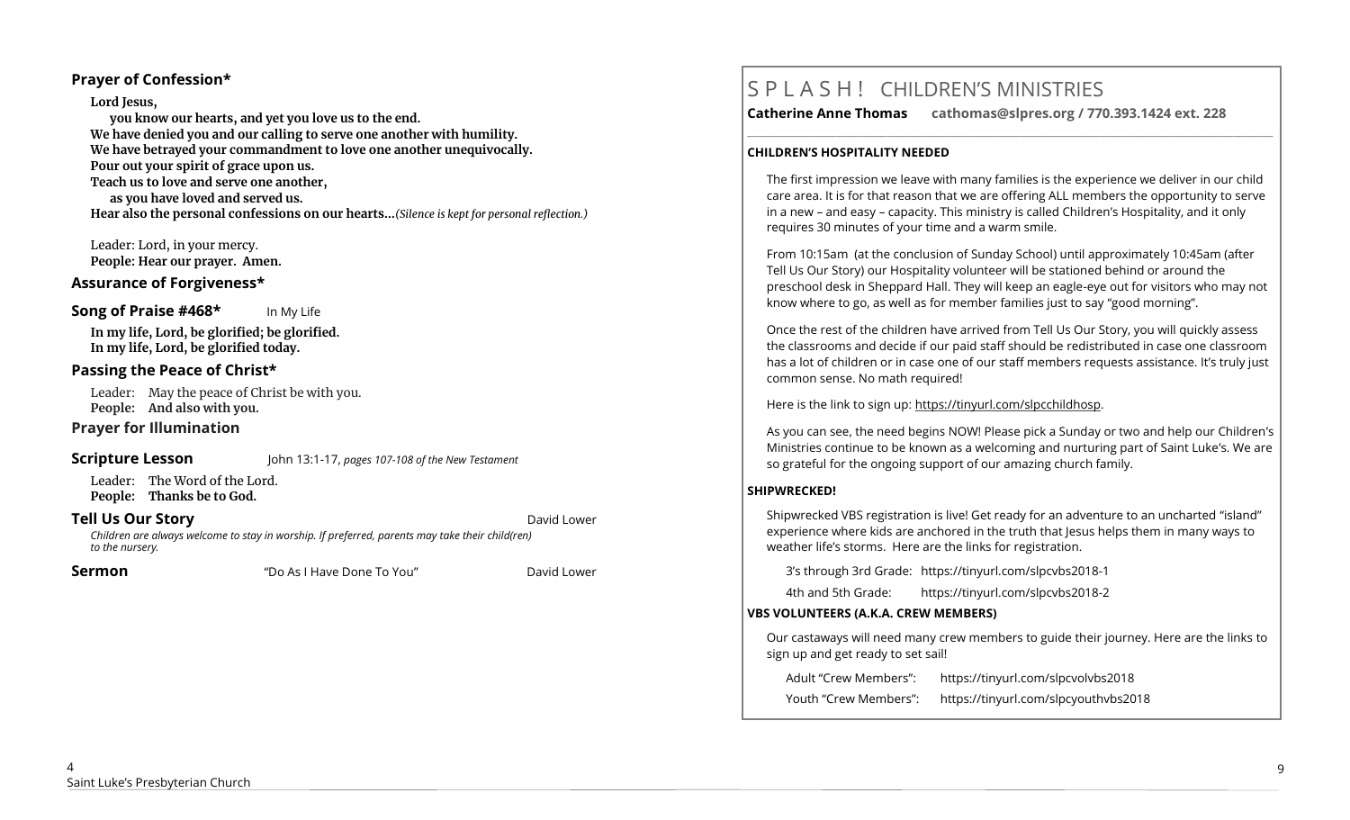## Prayer of Confession*

**Lord Jesus,**
**you know our hearts, and yet you love us to the end.**
**We have denied you and our calling to serve one another with humility.**
**We have betrayed your commandment to love one another unequivocally.**
**Pour out your spirit of grace upon us.**
**Teach us to love and serve one another,**
**as you have loved and served us.**
**Hear also the personal confessions on our hearts…***(Silence is kept for personal reflection.)*

Leader: Lord, in your mercy.
**People: Hear our prayer. Amen.**

## Assurance of Forgiveness*

## Song of Praise #468* In My Life

**In my life, Lord, be glorified; be glorified.**
**In my life, Lord, be glorified today.**

## Passing the Peace of Christ*

Leader: May the peace of Christ be with you.
**People: And also with you.**

## Prayer for Illumination

## Scripture Lesson John 13:1-17, *pages 107-108 of the New Testament*

Leader: The Word of the Lord.
**People: Thanks be to God.**

## Tell Us Our Story David Lower

*Children are always welcome to stay in worship. If preferred, parents may take their child(ren) to the nursery.*

## Sermon "Do As I Have Done To You" David Lower

# S P L A S H ! CHILDREN'S MINISTRIES

**Catherine Anne Thomas cathomas@slpres.org / 770.393.1424 ext. 228**

**CHILDREN'S HOSPITALITY NEEDED**

The first impression we leave with many families is the experience we deliver in our child care area. It is for that reason that we are offering ALL members the opportunity to serve in a new – and easy – capacity. This ministry is called Children's Hospitality, and it only requires 30 minutes of your time and a warm smile.

From 10:15am (at the conclusion of Sunday School) until approximately 10:45am (after Tell Us Our Story) our Hospitality volunteer will be stationed behind or around the preschool desk in Sheppard Hall. They will keep an eagle-eye out for visitors who may not know where to go, as well as for member families just to say "good morning".

Once the rest of the children have arrived from Tell Us Our Story, you will quickly assess the classrooms and decide if our paid staff should be redistributed in case one classroom has a lot of children or in case one of our staff members requests assistance. It's truly just common sense. No math required!

Here is the link to sign up: https://tinyurl.com/slpcchildhosp.

As you can see, the need begins NOW! Please pick a Sunday or two and help our Children's Ministries continue to be known as a welcoming and nurturing part of Saint Luke's. We are so grateful for the ongoing support of our amazing church family.

**SHIPWRECKED!**

Shipwrecked VBS registration is live! Get ready for an adventure to an uncharted "island" experience where kids are anchored in the truth that Jesus helps them in many ways to weather life's storms. Here are the links for registration.

3's through 3rd Grade: https://tinyurl.com/slpcvbs2018-1

4th and 5th Grade: https://tinyurl.com/slpcvbs2018-2

**VBS VOLUNTEERS (A.K.A. CREW MEMBERS)**

Our castaways will need many crew members to guide their journey. Here are the links to sign up and get ready to set sail!

Adult "Crew Members": https://tinyurl.com/slpcvolvbs2018

Youth "Crew Members": https://tinyurl.com/slpcyouthvbs2018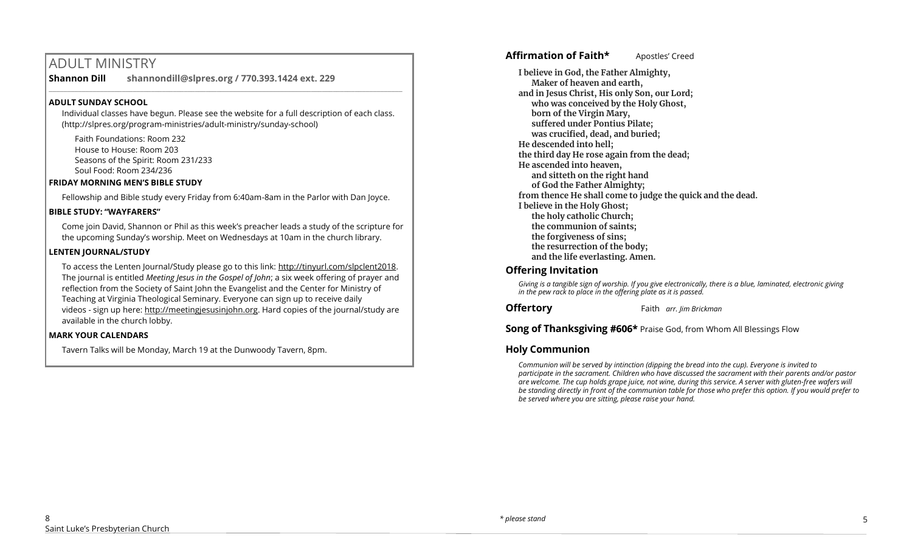# ADULT MINISTRY

**Shannon Dill** shannondill@slpres.org / 770.393.1424 ext. 229

**ADULT SUNDAY SCHOOL**

Individual classes have begun. Please see the website for a full description of each class. (http://slpres.org/program-ministries/adult-ministry/sunday-school)

Faith Foundations: Room 232
House to House: Room 203
Seasons of the Spirit: Room 231/233
Soul Food: Room 234/236

**FRIDAY MORNING MEN'S BIBLE STUDY**

Fellowship and Bible study every Friday from 6:40am-8am in the Parlor with Dan Joyce.

**BIBLE STUDY: "WAYFARERS"**

Come join David, Shannon or Phil as this week's preacher leads a study of the scripture for the upcoming Sunday's worship. Meet on Wednesdays at 10am in the church library.

**LENTEN JOURNAL/STUDY**

To access the Lenten Journal/Study please go to this link: http://tinyurl.com/slpclent2018. The journal is entitled *Meeting Jesus in the Gospel of John*; a six week offering of prayer and reflection from the Society of Saint John the Evangelist and the Center for Ministry of Teaching at Virginia Theological Seminary. Everyone can sign up to receive daily videos - sign up here: http://meetingjesusinjohn.org. Hard copies of the journal/study are available in the church lobby.

**MARK YOUR CALENDARS**

Tavern Talks will be Monday, March 19 at the Dunwoody Tavern, 8pm.

## Affirmation of Faith* Apostles' Creed

**I believe in God, the Father Almighty,**
**Maker of heaven and earth,**
**and in Jesus Christ, His only Son, our Lord;**
**who was conceived by the Holy Ghost,**
**born of the Virgin Mary,**
**suffered under Pontius Pilate;**
**was crucified, dead, and buried;**
**He descended into hell;**
**the third day He rose again from the dead;**
**He ascended into heaven,**
**and sitteth on the right hand**
**of God the Father Almighty;**
**from thence He shall come to judge the quick and the dead.**
**I believe in the Holy Ghost;**
**the holy catholic Church;**
**the communion of saints;**
**the forgiveness of sins;**
**the resurrection of the body;**
**and the life everlasting. Amen.**

## Offering Invitation

*Giving is a tangible sign of worship. If you give electronically, there is a blue, laminated, electronic giving in the pew rack to place in the offering plate as it is passed.*

## Offertory

Faith *arr. Jim Brickman*

## Song of Thanksgiving #606* Praise God, from Whom All Blessings Flow

## Holy Communion

*Communion will be served by intinction (dipping the bread into the cup). Everyone is invited to participate in the sacrament. Children who have discussed the sacrament with their parents and/or pastor are welcome. The cup holds grape juice, not wine, during this service. A server with gluten-free wafers will be standing directly in front of the communion table for those who prefer this option. If you would prefer to be served where you are sitting, please raise your hand.*

*\* please stand*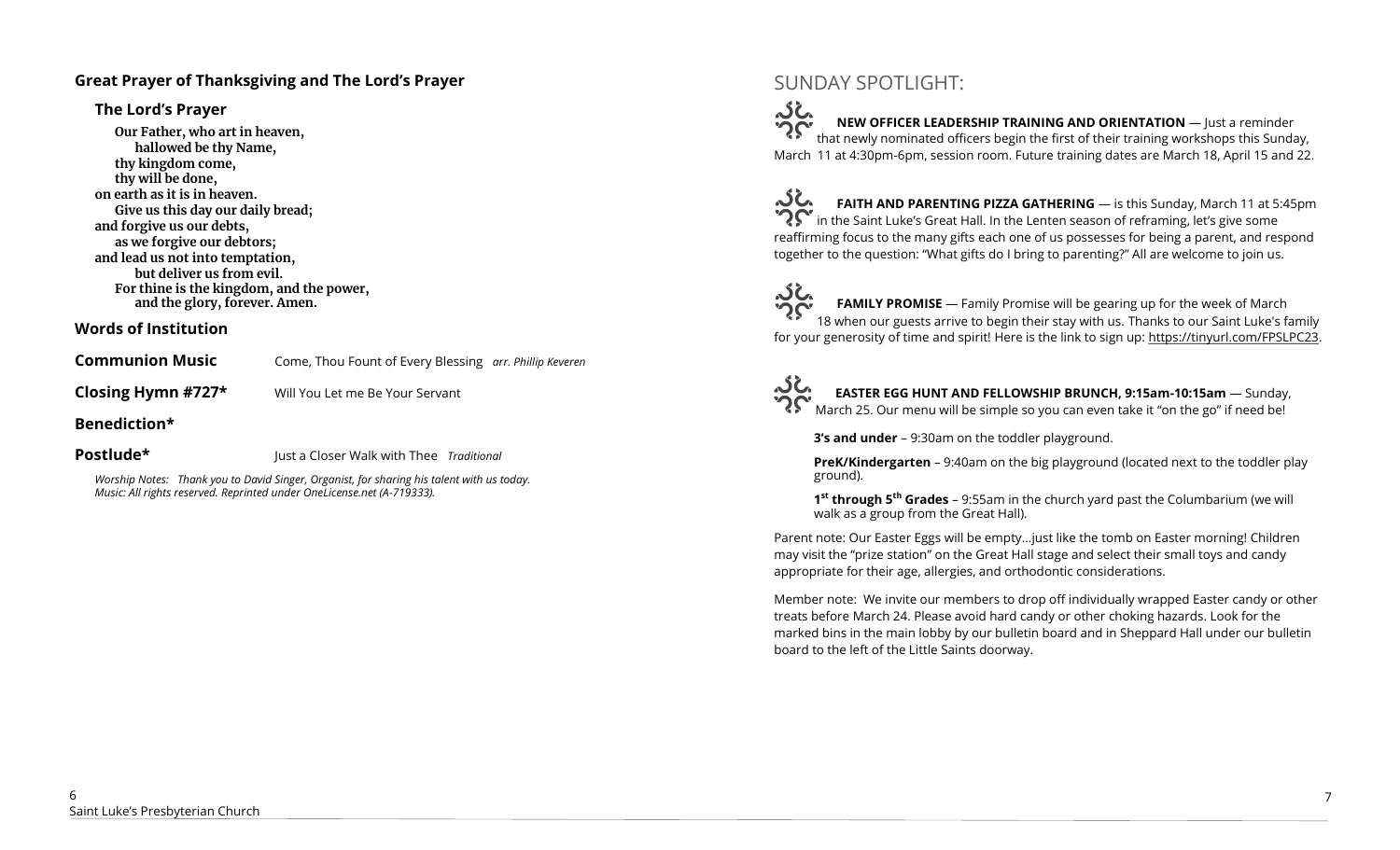### Great Prayer of Thanksgiving and The Lord's Prayer

#### The Lord's Prayer

**Our Father, who art in heaven,**
**hallowed be thy Name,**
**thy kingdom come,**
**thy will be done,**
**on earth as it is in heaven.**
**Give us this day our daily bread;**
**and forgive us our debts,**
**as we forgive our debtors;**
**and lead us not into temptation,**
**but deliver us from evil.**
**For thine is the kingdom, and the power,**
**and the glory, forever. Amen.**

#### Words of Institution

**Communion Music** Come, Thou Fount of Every Blessing *arr. Phillip Keveren*

**Closing Hymn #727*** Will You Let me Be Your Servant

**Benediction***

**Postlude*** Just a Closer Walk with Thee *Traditional*

*Worship Notes: Thank you to David Singer, Organist, for sharing his talent with us today.*
*Music: All rights reserved. Reprinted under OneLicense.net (A-719333).*

## SUNDAY SPOTLIGHT:

**NEW OFFICER LEADERSHIP TRAINING AND ORIENTATION** — Just a reminder that newly nominated officers begin the first of their training workshops this Sunday, March 11 at 4:30pm-6pm, session room. Future training dates are March 18, April 15 and 22.

**FAITH AND PARENTING PIZZA GATHERING** — is this Sunday, March 11 at 5:45pm in the Saint Luke's Great Hall. In the Lenten season of reframing, let's give some reaffirming focus to the many gifts each one of us possesses for being a parent, and respond together to the question: "What gifts do I bring to parenting?" All are welcome to join us.

**FAMILY PROMISE** — Family Promise will be gearing up for the week of March 18 when our guests arrive to begin their stay with us. Thanks to our Saint Luke's family for your generosity of time and spirit! Here is the link to sign up: https://tinyurl.com/FPSLPC23.

**EASTER EGG HUNT AND FELLOWSHIP BRUNCH, 9:15am-10:15am** — Sunday, March 25. Our menu will be simple so you can even take it "on the go" if need be!

**3's and under** – 9:30am on the toddler playground.

**PreK/Kindergarten** – 9:40am on the big playground (located next to the toddler play ground).

**1st through 5th Grades** – 9:55am in the church yard past the Columbarium (we will walk as a group from the Great Hall).

Parent note: Our Easter Eggs will be empty…just like the tomb on Easter morning! Children may visit the "prize station" on the Great Hall stage and select their small toys and candy appropriate for their age, allergies, and orthodontic considerations.

Member note: We invite our members to drop off individually wrapped Easter candy or other treats before March 24. Please avoid hard candy or other choking hazards. Look for the marked bins in the main lobby by our bulletin board and in Sheppard Hall under our bulletin board to the left of the Little Saints doorway.